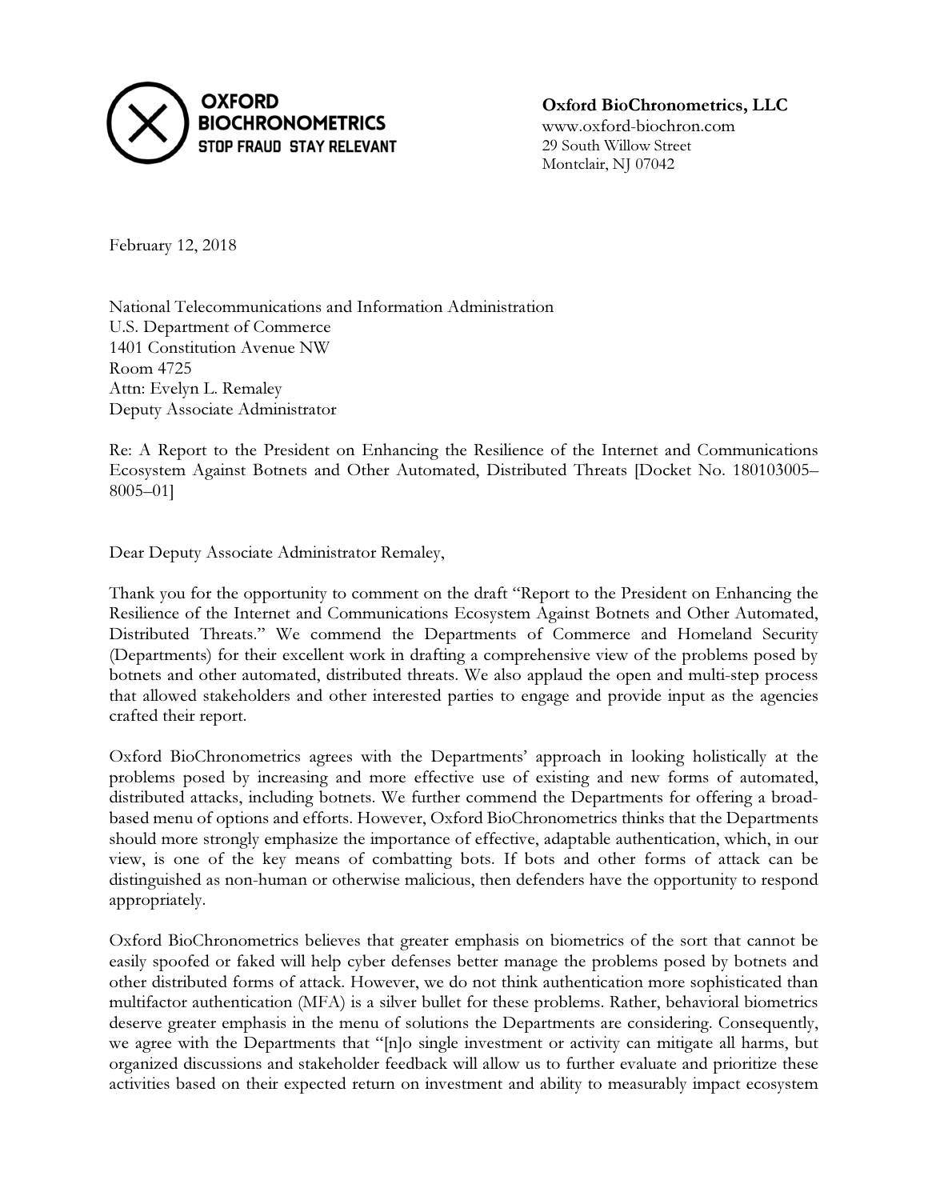**OXFORD BIOCHRONOMETRICS**
**STOP FRAUD STAY RELEVANT**

**Oxford BioChronometrics, LLC**
www.oxford-biochron.com
29 South Willow Street
Montclair, NJ 07042

February 12, 2018

National Telecommunications and Information Administration
U.S. Department of Commerce
1401 Constitution Avenue NW
Room 4725
Attn: Evelyn L. Remaley
Deputy Associate Administrator

Re: A Report to the President on Enhancing the Resilience of the Internet and Communications Ecosystem Against Botnets and Other Automated, Distributed Threats [Docket No. 180103005–8005–01]

Dear Deputy Associate Administrator Remaley,

Thank you for the opportunity to comment on the draft "Report to the President on Enhancing the Resilience of the Internet and Communications Ecosystem Against Botnets and Other Automated, Distributed Threats." We commend the Departments of Commerce and Homeland Security (Departments) for their excellent work in drafting a comprehensive view of the problems posed by botnets and other automated, distributed threats. We also applaud the open and multi-step process that allowed stakeholders and other interested parties to engage and provide input as the agencies crafted their report.

Oxford BioChronometrics agrees with the Departments' approach in looking holistically at the problems posed by increasing and more effective use of existing and new forms of automated, distributed attacks, including botnets. We further commend the Departments for offering a broad-based menu of options and efforts. However, Oxford BioChronometrics thinks that the Departments should more strongly emphasize the importance of effective, adaptable authentication, which, in our view, is one of the key means of combatting bots. If bots and other forms of attack can be distinguished as non-human or otherwise malicious, then defenders have the opportunity to respond appropriately.

Oxford BioChronometrics believes that greater emphasis on biometrics of the sort that cannot be easily spoofed or faked will help cyber defenses better manage the problems posed by botnets and other distributed forms of attack. However, we do not think authentication more sophisticated than multifactor authentication (MFA) is a silver bullet for these problems. Rather, behavioral biometrics deserve greater emphasis in the menu of solutions the Departments are considering. Consequently, we agree with the Departments that "[n]o single investment or activity can mitigate all harms, but organized discussions and stakeholder feedback will allow us to further evaluate and prioritize these activities based on their expected return on investment and ability to measurably impact ecosystem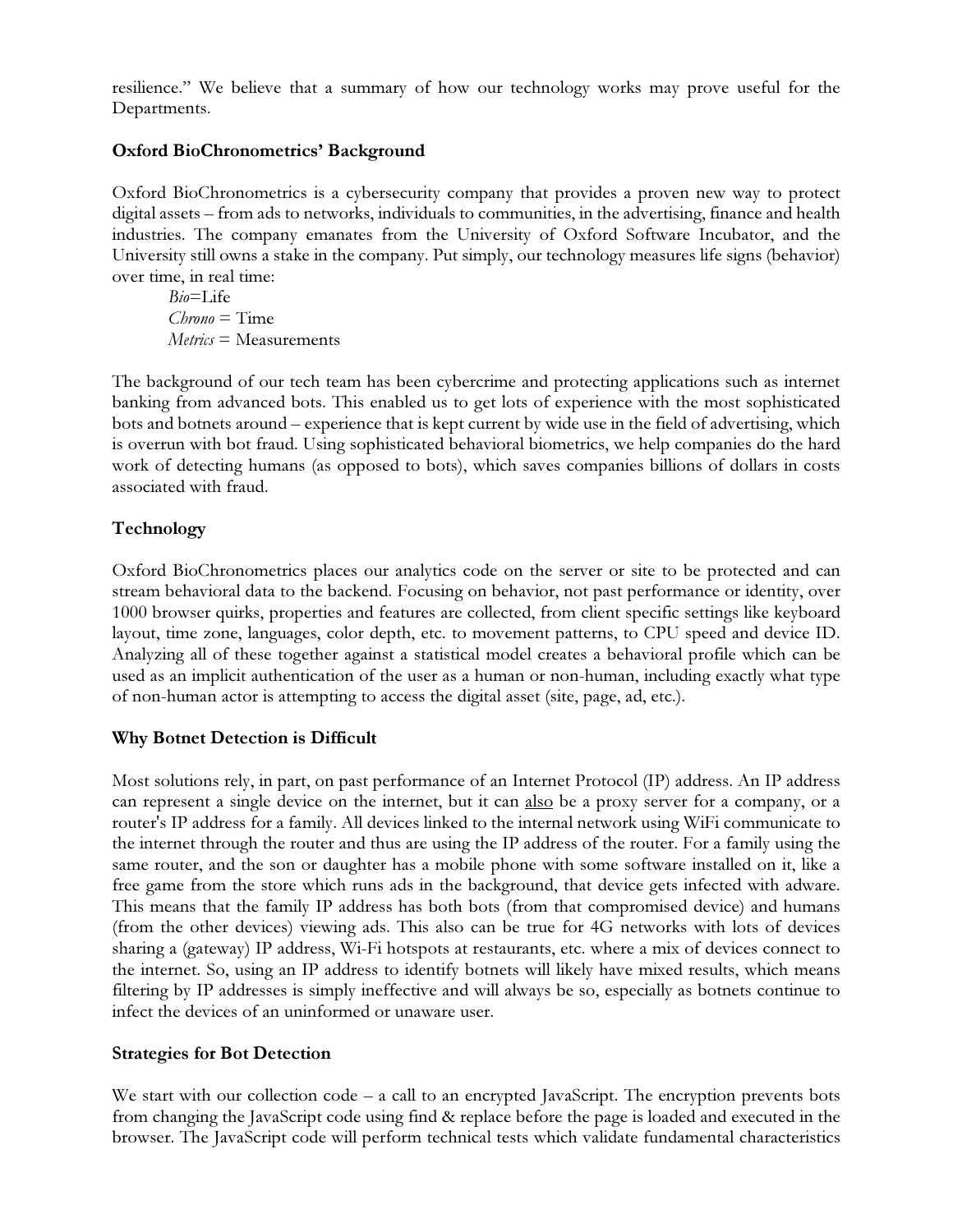resilience." We believe that a summary of how our technology works may prove useful for the Departments.

**Oxford BioChronometrics' Background**

Oxford BioChronometrics is a cybersecurity company that provides a proven new way to protect digital assets – from ads to networks, individuals to communities, in the advertising, finance and health industries. The company emanates from the University of Oxford Software Incubator, and the University still owns a stake in the company. Put simply, our technology measures life signs (behavior) over time, in real time:

*Bio*=Life
*Chrono* = Time
*Metrics* = Measurements

The background of our tech team has been cybercrime and protecting applications such as internet banking from advanced bots. This enabled us to get lots of experience with the most sophisticated bots and botnets around – experience that is kept current by wide use in the field of advertising, which is overrun with bot fraud. Using sophisticated behavioral biometrics, we help companies do the hard work of detecting humans (as opposed to bots), which saves companies billions of dollars in costs associated with fraud.

**Technology**

Oxford BioChronometrics places our analytics code on the server or site to be protected and can stream behavioral data to the backend. Focusing on behavior, not past performance or identity, over 1000 browser quirks, properties and features are collected, from client specific settings like keyboard layout, time zone, languages, color depth, etc. to movement patterns, to CPU speed and device ID. Analyzing all of these together against a statistical model creates a behavioral profile which can be used as an implicit authentication of the user as a human or non-human, including exactly what type of non-human actor is attempting to access the digital asset (site, page, ad, etc.).

**Why Botnet Detection is Difficult**

Most solutions rely, in part, on past performance of an Internet Protocol (IP) address. An IP address can represent a single device on the internet, but it can <u>also</u> be a proxy server for a company, or a router's IP address for a family. All devices linked to the internal network using WiFi communicate to the internet through the router and thus are using the IP address of the router. For a family using the same router, and the son or daughter has a mobile phone with some software installed on it, like a free game from the store which runs ads in the background, that device gets infected with adware. This means that the family IP address has both bots (from that compromised device) and humans (from the other devices) viewing ads. This also can be true for 4G networks with lots of devices sharing a (gateway) IP address, Wi-Fi hotspots at restaurants, etc. where a mix of devices connect to the internet. So, using an IP address to identify botnets will likely have mixed results, which means filtering by IP addresses is simply ineffective and will always be so, especially as botnets continue to infect the devices of an uninformed or unaware user.

**Strategies for Bot Detection**

We start with our collection code – a call to an encrypted JavaScript. The encryption prevents bots from changing the JavaScript code using find & replace before the page is loaded and executed in the browser. The JavaScript code will perform technical tests which validate fundamental characteristics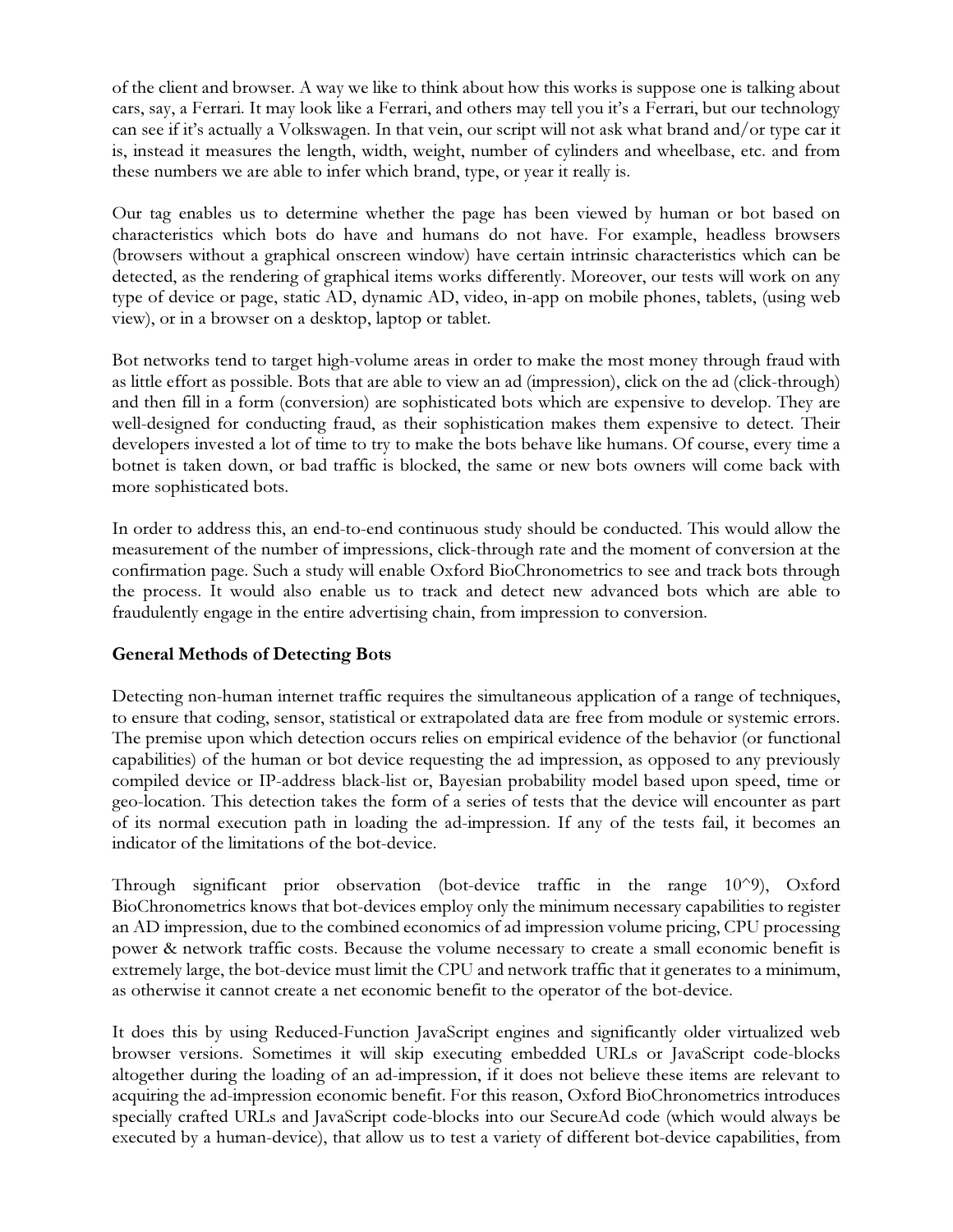of the client and browser. A way we like to think about how this works is suppose one is talking about cars, say, a Ferrari. It may look like a Ferrari, and others may tell you it's a Ferrari, but our technology can see if it's actually a Volkswagen. In that vein, our script will not ask what brand and/or type car it is, instead it measures the length, width, weight, number of cylinders and wheelbase, etc. and from these numbers we are able to infer which brand, type, or year it really is.

Our tag enables us to determine whether the page has been viewed by human or bot based on characteristics which bots do have and humans do not have. For example, headless browsers (browsers without a graphical onscreen window) have certain intrinsic characteristics which can be detected, as the rendering of graphical items works differently. Moreover, our tests will work on any type of device or page, static AD, dynamic AD, video, in-app on mobile phones, tablets, (using web view), or in a browser on a desktop, laptop or tablet.

Bot networks tend to target high-volume areas in order to make the most money through fraud with as little effort as possible. Bots that are able to view an ad (impression), click on the ad (click-through) and then fill in a form (conversion) are sophisticated bots which are expensive to develop. They are well-designed for conducting fraud, as their sophistication makes them expensive to detect. Their developers invested a lot of time to try to make the bots behave like humans. Of course, every time a botnet is taken down, or bad traffic is blocked, the same or new bots owners will come back with more sophisticated bots.

In order to address this, an end-to-end continuous study should be conducted. This would allow the measurement of the number of impressions, click-through rate and the moment of conversion at the confirmation page. Such a study will enable Oxford BioChronometrics to see and track bots through the process. It would also enable us to track and detect new advanced bots which are able to fraudulently engage in the entire advertising chain, from impression to conversion.

**General Methods of Detecting Bots**

Detecting non-human internet traffic requires the simultaneous application of a range of techniques, to ensure that coding, sensor, statistical or extrapolated data are free from module or systemic errors. The premise upon which detection occurs relies on empirical evidence of the behavior (or functional capabilities) of the human or bot device requesting the ad impression, as opposed to any previously compiled device or IP-address black-list or, Bayesian probability model based upon speed, time or geo-location. This detection takes the form of a series of tests that the device will encounter as part of its normal execution path in loading the ad-impression. If any of the tests fail, it becomes an indicator of the limitations of the bot-device.

Through significant prior observation (bot-device traffic in the range 10^9), Oxford BioChronometrics knows that bot-devices employ only the minimum necessary capabilities to register an AD impression, due to the combined economics of ad impression volume pricing, CPU processing power & network traffic costs. Because the volume necessary to create a small economic benefit is extremely large, the bot-device must limit the CPU and network traffic that it generates to a minimum, as otherwise it cannot create a net economic benefit to the operator of the bot-device.

It does this by using Reduced-Function JavaScript engines and significantly older virtualized web browser versions. Sometimes it will skip executing embedded URLs or JavaScript code-blocks altogether during the loading of an ad-impression, if it does not believe these items are relevant to acquiring the ad-impression economic benefit. For this reason, Oxford BioChronometrics introduces specially crafted URLs and JavaScript code-blocks into our SecureAd code (which would always be executed by a human-device), that allow us to test a variety of different bot-device capabilities, from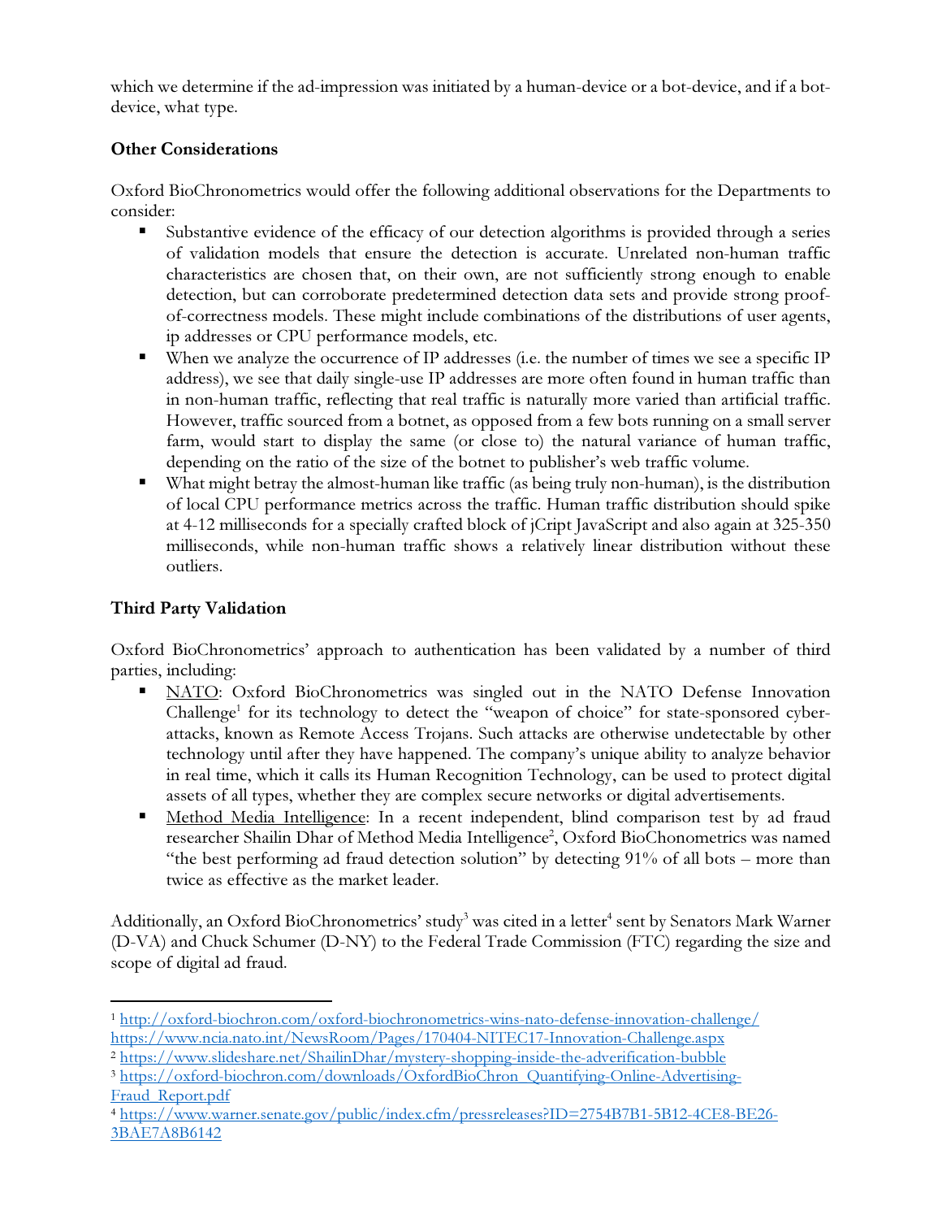which we determine if the ad-impression was initiated by a human-device or a bot-device, and if a bot-device, what type.

**Other Considerations**

Oxford BioChronometrics would offer the following additional observations for the Departments to consider:

- Substantive evidence of the efficacy of our detection algorithms is provided through a series of validation models that ensure the detection is accurate. Unrelated non-human traffic characteristics are chosen that, on their own, are not sufficiently strong enough to enable detection, but can corroborate predetermined detection data sets and provide strong proof-of-correctness models. These might include combinations of the distributions of user agents, ip addresses or CPU performance models, etc.
- When we analyze the occurrence of IP addresses (i.e. the number of times we see a specific IP address), we see that daily single-use IP addresses are more often found in human traffic than in non-human traffic, reflecting that real traffic is naturally more varied than artificial traffic. However, traffic sourced from a botnet, as opposed from a few bots running on a small server farm, would start to display the same (or close to) the natural variance of human traffic, depending on the ratio of the size of the botnet to publisher's web traffic volume.
- What might betray the almost-human like traffic (as being truly non-human), is the distribution of local CPU performance metrics across the traffic. Human traffic distribution should spike at 4-12 milliseconds for a specially crafted block of jCript JavaScript and also again at 325-350 milliseconds, while non-human traffic shows a relatively linear distribution without these outliers.

**Third Party Validation**

Oxford BioChronometrics' approach to authentication has been validated by a number of third parties, including:

- NATO: Oxford BioChronometrics was singled out in the NATO Defense Innovation Challenge[1] for its technology to detect the "weapon of choice" for state-sponsored cyber-attacks, known as Remote Access Trojans. Such attacks are otherwise undetectable by other technology until after they have happened. The company's unique ability to analyze behavior in real time, which it calls its Human Recognition Technology, can be used to protect digital assets of all types, whether they are complex secure networks or digital advertisements.
- Method Media Intelligence: In a recent independent, blind comparison test by ad fraud researcher Shailin Dhar of Method Media Intelligence[2], Oxford BioChonometrics was named "the best performing ad fraud detection solution" by detecting 91% of all bots – more than twice as effective as the market leader.

Additionally, an Oxford BioChronometrics' study[3] was cited in a letter[4] sent by Senators Mark Warner (D-VA) and Chuck Schumer (D-NY) to the Federal Trade Commission (FTC) regarding the size and scope of digital ad fraud.

---

[1] http://oxford-biochron.com/oxford-biochronometrics-wins-nato-defense-innovation-challenge/ https://www.ncia.nato.int/NewsRoom/Pages/170404-NITEC17-Innovation-Challenge.aspx

[2] https://www.slideshare.net/ShailinDhar/mystery-shopping-inside-the-adverification-bubble

[3] https://oxford-biochron.com/downloads/OxfordBioChron_Quantifying-Online-Advertising-Fraud_Report.pdf

[4] https://www.warner.senate.gov/public/index.cfm/pressreleases?ID=2754B7B1-5B12-4CE8-BE26-3BAE7A8B6142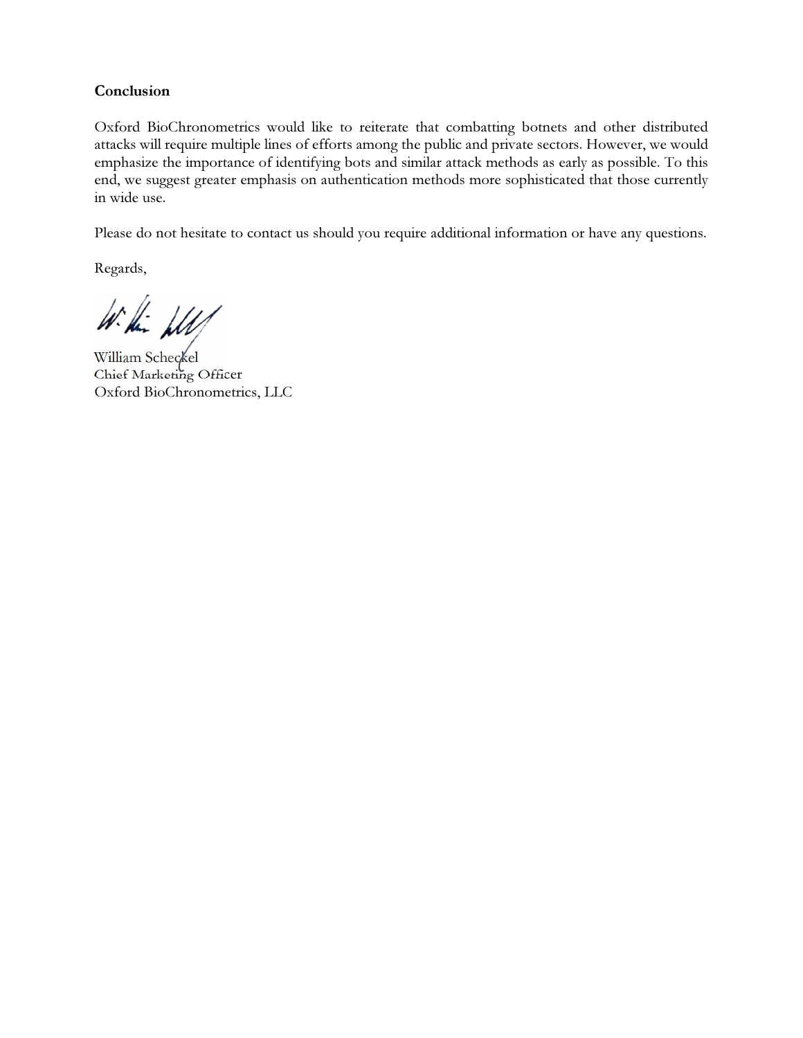**Conclusion**

Oxford BioChronometrics would like to reiterate that combatting botnets and other distributed attacks will require multiple lines of efforts among the public and private sectors. However, we would emphasize the importance of identifying bots and similar attack methods as early as possible. To this end, we suggest greater emphasis on authentication methods more sophisticated that those currently in wide use.

Please do not hesitate to contact us should you require additional information or have any questions.

Regards,

William Scheckel
Chief Marketing Officer
Oxford BioChronometrics, LLC